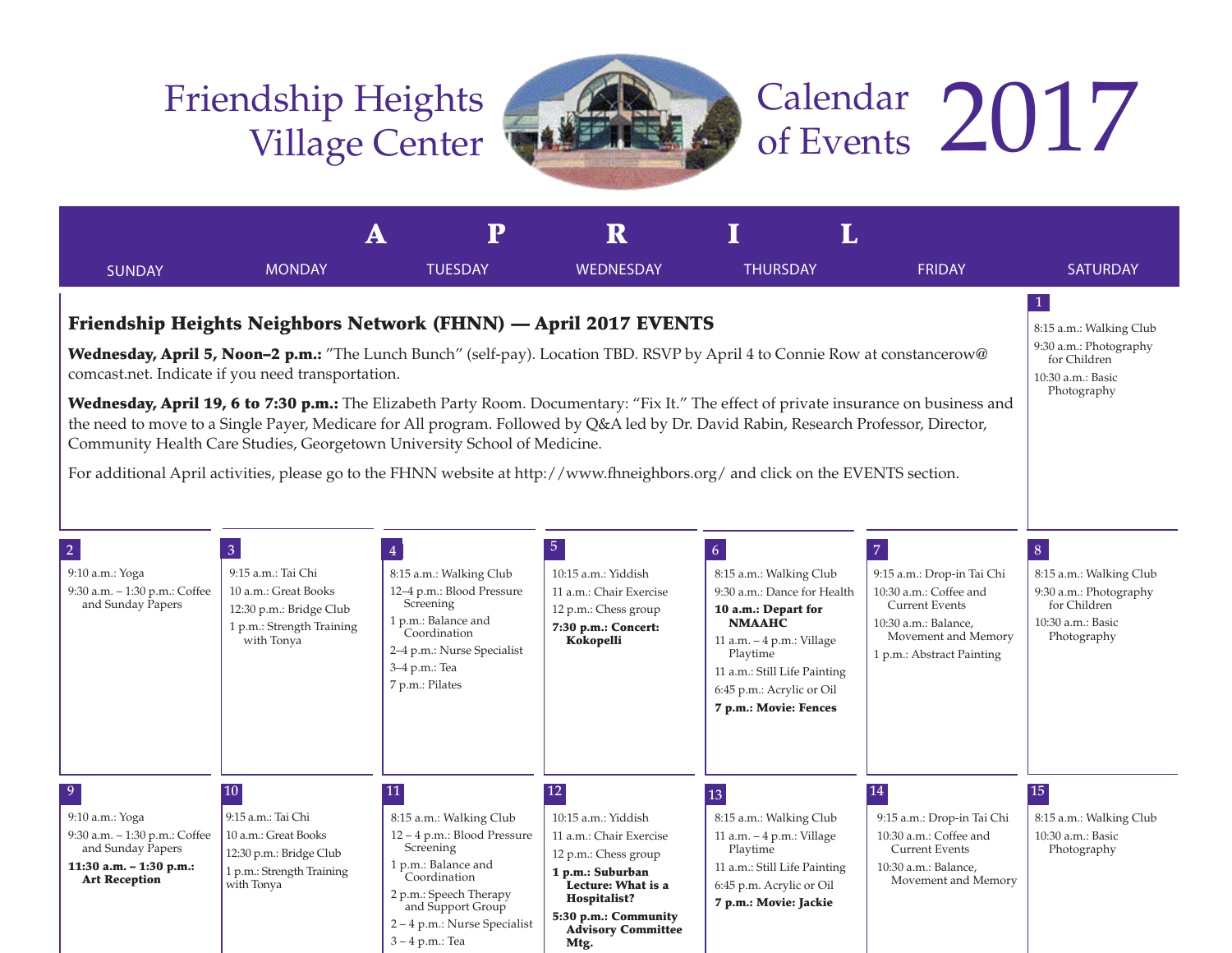# Friendship Heights Village Center — Calendar of Events 2017

## APRIL

### Friendship Heights Neighbors Network (FHNN) — April 2017 EVENTS

**Wednesday, April 5, Noon–2 p.m.:** "The Lunch Bunch" (self-pay). Location TBD. RSVP by April 4 to Connie Row at constancerow@comcast.net. Indicate if you need transportation.

**Wednesday, April 19, 6 to 7:30 p.m.:** The Elizabeth Party Room. Documentary: "Fix It." The effect of private insurance on business and the need to move to a Single Payer, Medicare for All program. Followed by Q&A led by Dr. David Rabin, Research Professor, Director, Community Health Care Studies, Georgetown University School of Medicine.

For additional April activities, please go to the FHNN website at http://www.fhneighbors.org/ and click on the EVENTS section.

| SUNDAY | MONDAY | TUESDAY | WEDNESDAY | THURSDAY | FRIDAY | SATURDAY |
|---|---|---|---|---|---|---|
| | | | | | | **1**<br>8:15 a.m.: Walking Club<br>9:30 a.m.: Photography for Children<br>10:30 a.m.: Basic Photography |
| **2**<br>9:10 a.m.: Yoga<br>9:30 a.m. – 1:30 p.m.: Coffee and Sunday Papers | **3**<br>9:15 a.m.: Tai Chi<br>10 a.m.: Great Books<br>12:30 p.m.: Bridge Club<br>1 p.m.: Strength Training with Tonya | **4**<br>8:15 a.m.: Walking Club<br>12–4 p.m.: Blood Pressure Screening<br>1 p.m.: Balance and Coordination<br>2–4 p.m.: Nurse Specialist<br>3–4 p.m.: Tea<br>7 p.m.: Pilates | **5**<br>10:15 a.m.: Yiddish<br>11 a.m.: Chair Exercise<br>12 p.m.: Chess group<br>**7:30 p.m.: Concert: Kokopelli** | **6**<br>8:15 a.m.: Walking Club<br>9:30 a.m.: Dance for Health<br>**10 a.m.: Depart for NMAAHC**<br>11 a.m. – 4 p.m.: Village Playtime<br>11 a.m.: Still Life Painting<br>6:45 p.m.: Acrylic or Oil<br>**7 p.m.: Movie: Fences** | **7**<br>9:15 a.m.: Drop-in Tai Chi<br>10:30 a.m.: Coffee and Current Events<br>10:30 a.m.: Balance, Movement and Memory<br>1 p.m.: Abstract Painting | **8**<br>8:15 a.m.: Walking Club<br>9:30 a.m.: Photography for Children<br>10:30 a.m.: Basic Photography |
| **9**<br>9:10 a.m.: Yoga<br>9:30 a.m. – 1:30 p.m.: Coffee and Sunday Papers<br>**11:30 a.m. – 1:30 p.m.: Art Reception** | **10**<br>9:15 a.m.: Tai Chi<br>10 a.m.: Great Books<br>12:30 p.m.: Bridge Club<br>1 p.m.: Strength Training with Tonya | **11**<br>8:15 a.m.: Walking Club<br>12 – 4 p.m.: Blood Pressure Screening<br>1 p.m.: Balance and Coordination<br>2 p.m.: Speech Therapy and Support Group<br>2 – 4 p.m.: Nurse Specialist<br>3 – 4 p.m.: Tea | **12**<br>10:15 a.m.: Yiddish<br>11 a.m.: Chair Exercise<br>12 p.m.: Chess group<br>**1 p.m.: Suburban Lecture: What is a Hospitalist?**<br>**5:30 p.m.: Community Advisory Committee Mtg.** | **13**<br>8:15 a.m.: Walking Club<br>11 a.m. – 4 p.m.: Village Playtime<br>11 a.m.: Still Life Painting<br>6:45 p.m. Acrylic or Oil<br>**7 p.m.: Movie: Jackie** | **14**<br>9:15 a.m.: Drop-in Tai Chi<br>10:30 a.m.: Coffee and Current Events<br>10:30 a.m.: Balance, Movement and Memory | **15**<br>8:15 a.m.: Walking Club<br>10:30 a.m.: Basic Photography |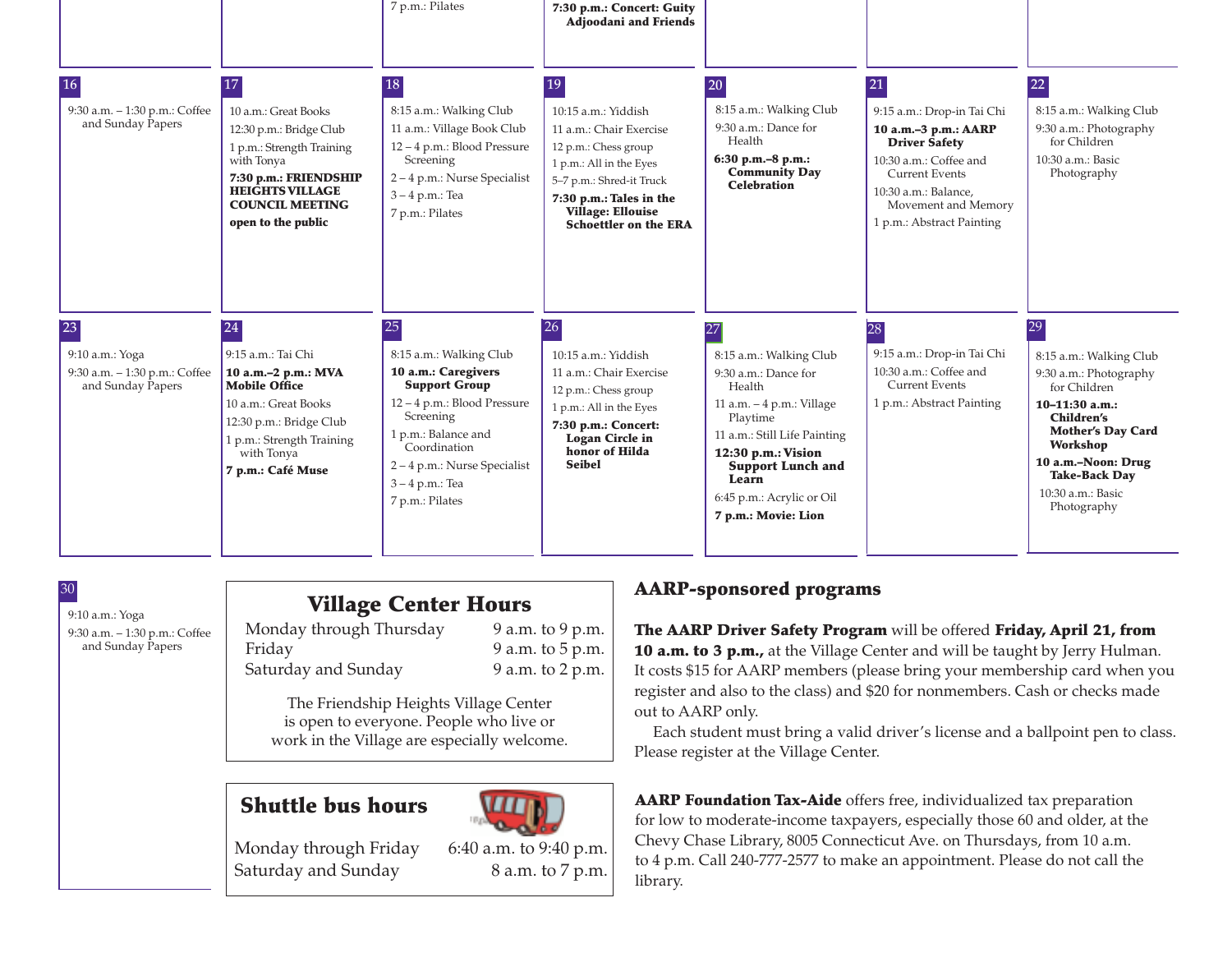| | | | | | | |
|---|---|---|---|---|---|---|
| | | 7 p.m.: Pilates | **7:30 p.m.: Concert: Guity Adjoodani and Friends** | | | |
| **16**<br>9:30 a.m. – 1:30 p.m.: Coffee and Sunday Papers | **17**<br>10 a.m.: Great Books<br>12:30 p.m.: Bridge Club<br>1 p.m.: Strength Training with Tonya<br>**7:30 p.m.: FRIENDSHIP HEIGHTS VILLAGE COUNCIL MEETING**<br>**open to the public** | **18**<br>8:15 a.m.: Walking Club<br>11 a.m.: Village Book Club<br>12 – 4 p.m.: Blood Pressure Screening<br>2 – 4 p.m.: Nurse Specialist<br>3 – 4 p.m.: Tea<br>7 p.m.: Pilates | **19**<br>10:15 a.m.: Yiddish<br>11 a.m.: Chair Exercise<br>12 p.m.: Chess group<br>1 p.m.: All in the Eyes<br>5–7 p.m.: Shred-it Truck<br>**7:30 p.m.: Tales in the Village: Ellouise Schoettler on the ERA** | **20**<br>8:15 a.m.: Walking Club<br>9:30 a.m.: Dance for Health<br>**6:30 p.m.–8 p.m.: Community Day Celebration** | **21**<br>9:15 a.m.: Drop-in Tai Chi<br>**10 a.m.–3 p.m.: AARP Driver Safety**<br>10:30 a.m.: Coffee and Current Events<br>10:30 a.m.: Balance, Movement and Memory<br>1 p.m.: Abstract Painting | **22**<br>8:15 a.m.: Walking Club<br>9:30 a.m.: Photography for Children<br>10:30 a.m.: Basic Photography |
| **23**<br>9:10 a.m.: Yoga<br>9:30 a.m. – 1:30 p.m.: Coffee and Sunday Papers | **24**<br>9:15 a.m.: Tai Chi<br>**10 a.m.–2 p.m.: MVA Mobile Office**<br>10 a.m.: Great Books<br>12:30 p.m.: Bridge Club<br>1 p.m.: Strength Training with Tonya<br>**7 p.m.: Café Muse** | **25**<br>8:15 a.m.: Walking Club<br>**10 a.m.: Caregivers Support Group**<br>12 – 4 p.m.: Blood Pressure Screening<br>1 p.m.: Balance and Coordination<br>2 – 4 p.m.: Nurse Specialist<br>3 – 4 p.m.: Tea<br>7 p.m.: Pilates | **26**<br>10:15 a.m.: Yiddish<br>11 a.m.: Chair Exercise<br>12 p.m.: Chess group<br>1 p.m.: All in the Eyes<br>**7:30 p.m.: Concert: Logan Circle in honor of Hilda Seibel** | **27**<br>8:15 a.m.: Walking Club<br>9:30 a.m.: Dance for Health<br>11 a.m. – 4 p.m.: Village Playtime<br>11 a.m.: Still Life Painting<br>**12:30 p.m.: Vision Support Lunch and Learn**<br>6:45 p.m.: Acrylic or Oil<br>**7 p.m.: Movie: Lion** | **28**<br>9:15 a.m.: Drop-in Tai Chi<br>10:30 a.m.: Coffee and Current Events<br>1 p.m.: Abstract Painting | **29**<br>8:15 a.m.: Walking Club<br>9:30 a.m.: Photography for Children<br>**10–11:30 a.m.: Children's Mother's Day Card Workshop**<br>**10 a.m.–Noon: Drug Take-Back Day**<br>10:30 a.m.: Basic Photography |
| **30**<br>9:10 a.m.: Yoga<br>9:30 a.m. – 1:30 p.m.: Coffee and Sunday Papers | | | | | | |

## Village Center Hours

| | |
|---|---|
| Monday through Thursday | 9 a.m. to 9 p.m. |
| Friday | 9 a.m. to 5 p.m. |
| Saturday and Sunday | 9 a.m. to 2 p.m. |

The Friendship Heights Village Center is open to everyone. People who live or work in the Village are especially welcome.

## Shuttle bus hours

| | |
|---|---|
| Monday through Friday | 6:40 a.m. to 9:40 p.m. |
| Saturday and Sunday | 8 a.m. to 7 p.m. |

## AARP-sponsored programs

**The AARP Driver Safety Program** will be offered **Friday, April 21, from 10 a.m. to 3 p.m.,** at the Village Center and will be taught by Jerry Hulman. It costs $15 for AARP members (please bring your membership card when you register and also to the class) and $20 for nonmembers. Cash or checks made out to AARP only.

Each student must bring a valid driver's license and a ballpoint pen to class. Please register at the Village Center.

**AARP Foundation Tax-Aide** offers free, individualized tax preparation for low to moderate-income taxpayers, especially those 60 and older, at the Chevy Chase Library, 8005 Connecticut Ave. on Thursdays, from 10 a.m. to 4 p.m. Call 240-777-2577 to make an appointment. Please do not call the library.